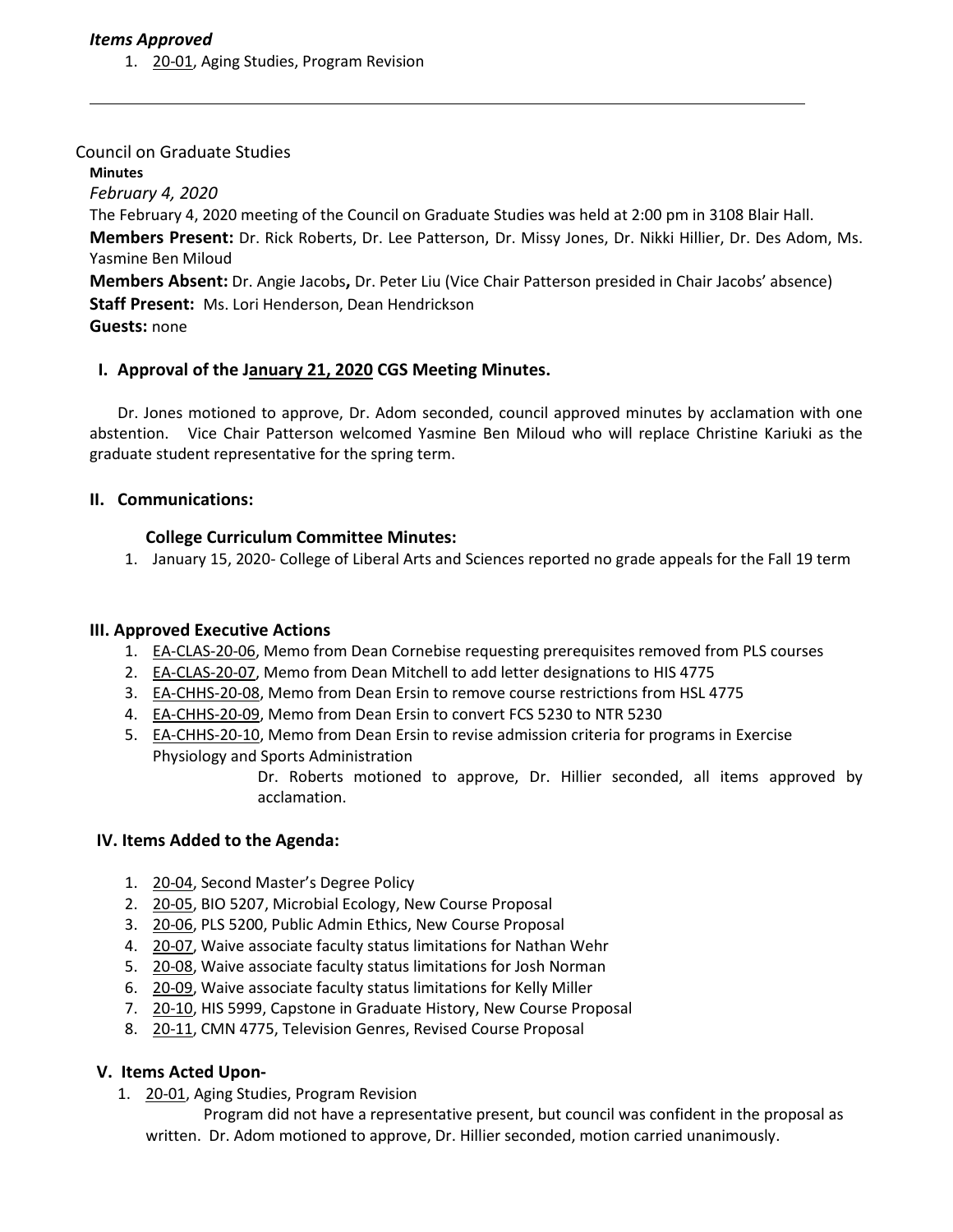***Items Approved***

1. 20-01, Aging Studies, Program Revision

---

Council on Graduate Studies

**Minutes**

*February 4, 2020*

The February 4, 2020 meeting of the Council on Graduate Studies was held at 2:00 pm in 3108 Blair Hall.

**Members Present:** Dr. Rick Roberts, Dr. Lee Patterson, Dr. Missy Jones, Dr. Nikki Hillier, Dr. Des Adom, Ms. Yasmine Ben Miloud

**Members Absent:** Dr. Angie Jacobs**,** Dr. Peter Liu (Vice Chair Patterson presided in Chair Jacobs' absence)

**Staff Present:** Ms. Lori Henderson, Dean Hendrickson

**Guests:** none

## I. Approval of the January 21, 2020 CGS Meeting Minutes.

Dr. Jones motioned to approve, Dr. Adom seconded, council approved minutes by acclamation with one abstention. Vice Chair Patterson welcomed Yasmine Ben Miloud who will replace Christine Kariuki as the graduate student representative for the spring term.

## II. Communications:

### College Curriculum Committee Minutes:

1. January 15, 2020- College of Liberal Arts and Sciences reported no grade appeals for the Fall 19 term

## III. Approved Executive Actions

1. EA-CLAS-20-06, Memo from Dean Cornebise requesting prerequisites removed from PLS courses
2. EA-CLAS-20-07, Memo from Dean Mitchell to add letter designations to HIS 4775
3. EA-CHHS-20-08, Memo from Dean Ersin to remove course restrictions from HSL 4775
4. EA-CHHS-20-09, Memo from Dean Ersin to convert FCS 5230 to NTR 5230
5. EA-CHHS-20-10, Memo from Dean Ersin to revise admission criteria for programs in Exercise Physiology and Sports Administration

Dr. Roberts motioned to approve, Dr. Hillier seconded, all items approved by acclamation.

## IV. Items Added to the Agenda:

1. 20-04, Second Master's Degree Policy
2. 20-05, BIO 5207, Microbial Ecology, New Course Proposal
3. 20-06, PLS 5200, Public Admin Ethics, New Course Proposal
4. 20-07, Waive associate faculty status limitations for Nathan Wehr
5. 20-08, Waive associate faculty status limitations for Josh Norman
6. 20-09, Waive associate faculty status limitations for Kelly Miller
7. 20-10, HIS 5999, Capstone in Graduate History, New Course Proposal
8. 20-11, CMN 4775, Television Genres, Revised Course Proposal

## V. Items Acted Upon-

1. 20-01, Aging Studies, Program Revision

   Program did not have a representative present, but council was confident in the proposal as written. Dr. Adom motioned to approve, Dr. Hillier seconded, motion carried unanimously.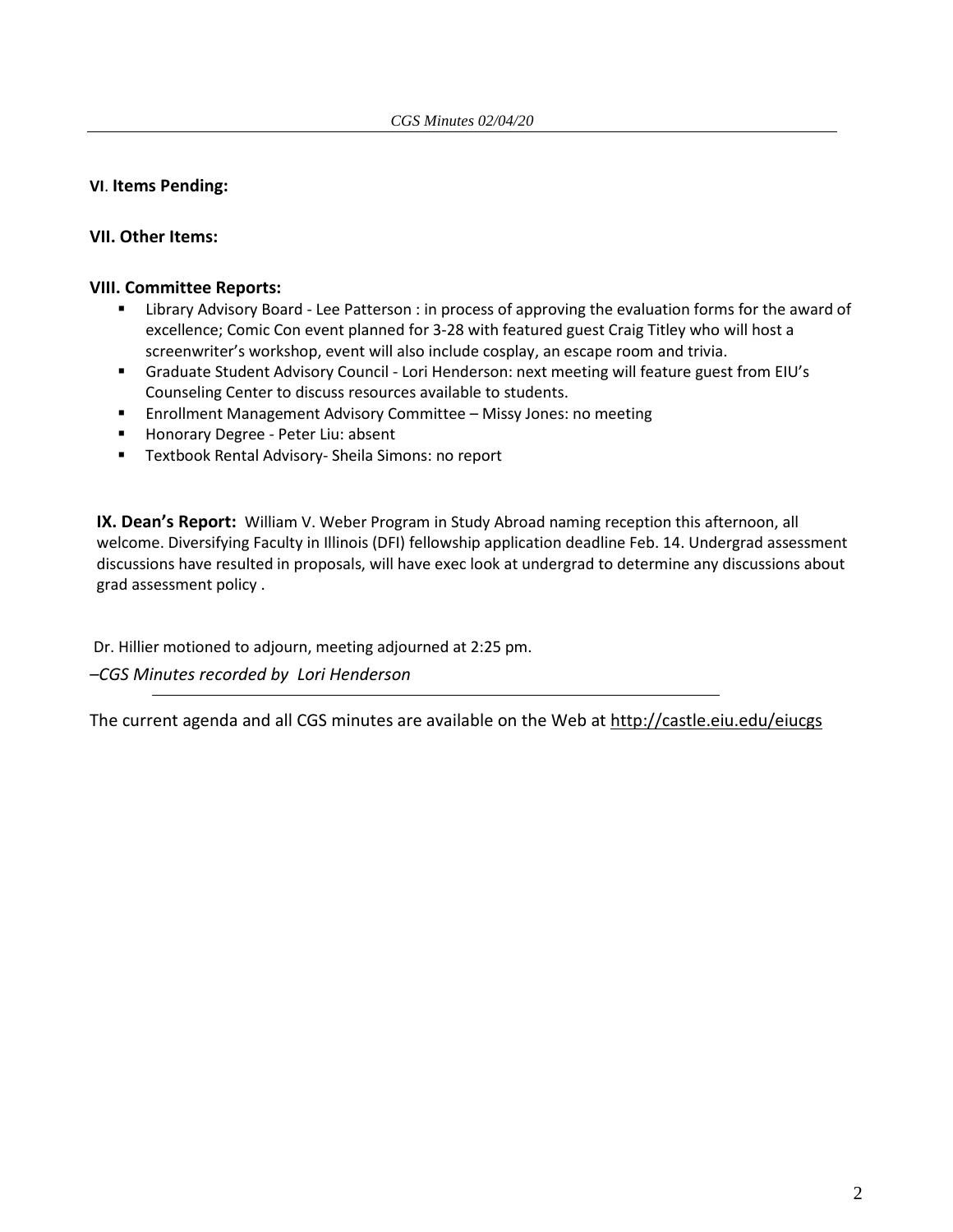### VI. Items Pending:

### VII. Other Items:

### VIII. Committee Reports:

- Library Advisory Board - Lee Patterson : in process of approving the evaluation forms for the award of excellence; Comic Con event planned for 3-28 with featured guest Craig Titley who will host a screenwriter's workshop, event will also include cosplay, an escape room and trivia.
- Graduate Student Advisory Council - Lori Henderson: next meeting will feature guest from EIU's Counseling Center to discuss resources available to students.
- Enrollment Management Advisory Committee – Missy Jones: no meeting
- Honorary Degree - Peter Liu: absent
- Textbook Rental Advisory- Sheila Simons: no report

**IX. Dean's Report:** William V. Weber Program in Study Abroad naming reception this afternoon, all welcome. Diversifying Faculty in Illinois (DFI) fellowship application deadline Feb. 14. Undergrad assessment discussions have resulted in proposals, will have exec look at undergrad to determine any discussions about grad assessment policy .

Dr. Hillier motioned to adjourn, meeting adjourned at 2:25 pm.

*–CGS Minutes recorded by Lori Henderson*

---

The current agenda and all CGS minutes are available on the Web at http://castle.eiu.edu/eiucgs